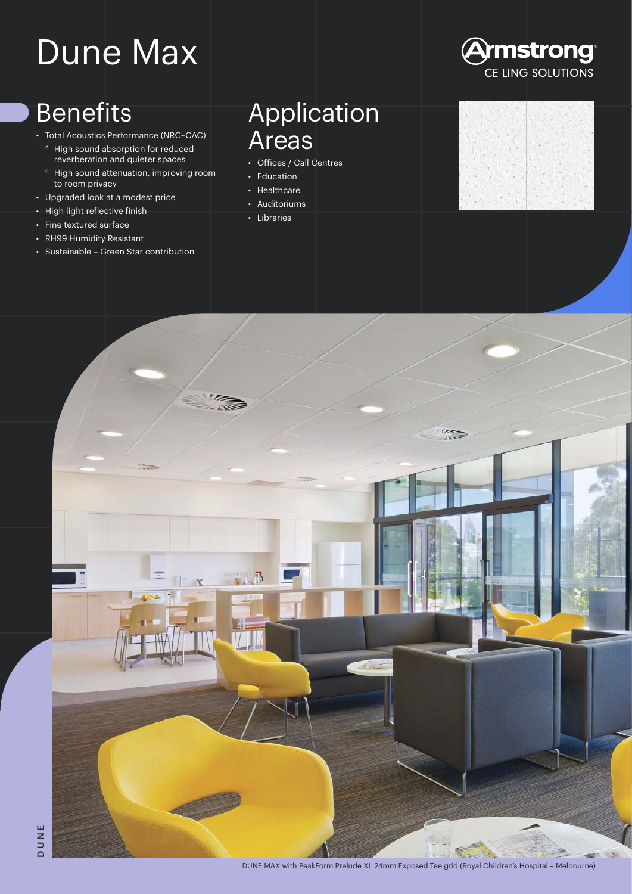# Dune Max

Armstrong CEILING SOLUTIONS

## Benefits

- Total Acoustics Performance (NRC+CAC)
  - High sound absorption for reduced reverberation and quieter spaces
  - High sound attenuation, improving room to room privacy
- Upgraded look at a modest price
- High light reflective finish
- Fine textured surface
- RH99 Humidity Resistant
- Sustainable – Green Star contribution

## Application Areas

- Offices / Call Centres
- Education
- Healthcare
- Auditoriums
- Libraries

DUNE MAX with PeakForm Prelude XL 24mm Exposed Tee grid (Royal Children's Hospital – Melbourne)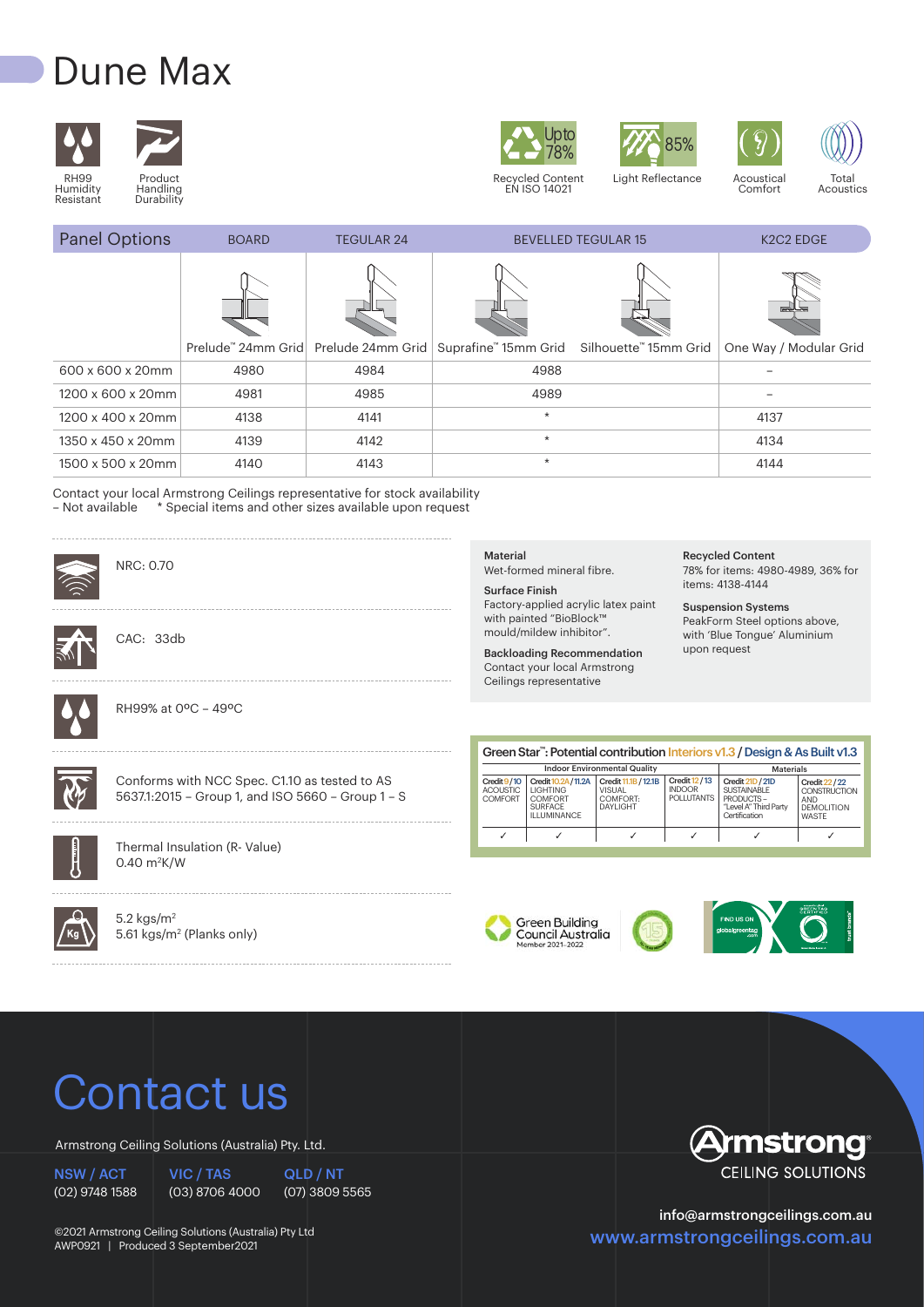# Dune Max

RH99 Humidity Resistant

Product Handling Durability

Upto 78% Recycled Content EN ISO 14021

85% Light Reflectance

Acoustical Comfort

Total Acoustics

| Panel Options | BOARD | TEGULAR 24 | BEVELLED TEGULAR 15 | | K2C2 EDGE |
|---|---|---|---|---|---|
| | Prelude™ 24mm Grid | Prelude 24mm Grid | Suprafine™ 15mm Grid | Silhouette™ 15mm Grid | One Way / Modular Grid |
| 600 x 600 x 20mm | 4980 | 4984 | 4988 | | – |
| 1200 x 600 x 20mm | 4981 | 4985 | 4989 | | – |
| 1200 x 400 x 20mm | 4138 | 4141 | * | | 4137 |
| 1350 x 450 x 20mm | 4139 | 4142 | * | | 4134 |
| 1500 x 500 x 20mm | 4140 | 4143 | * | | 4144 |

Contact your local Armstrong Ceilings representative for stock availability
– Not available * Special items and other sizes available upon request

NRC: 0.70

CAC: 33db

RH99% at 0ºC – 49ºC

Conforms with NCC Spec. C1.10 as tested to AS 5637.1:2015 – Group 1, and ISO 5660 – Group 1 – S

Thermal Insulation (R- Value)
0.40 m²K/W

5.2 kgs/m²
5.61 kgs/m² (Planks only)

**Material**
Wet-formed mineral fibre.

**Surface Finish**
Factory-applied acrylic latex paint with painted "BioBlock™ mould/mildew inhibitor".

**Backloading Recommendation**
Contact your local Armstrong Ceilings representative

**Recycled Content**
78% for items: 4980-4989, 36% for items: 4138-4144

**Suspension Systems**
PeakForm Steel options above, with 'Blue Tongue' Aluminium upon request

**Green Star™: Potential contribution Interiors v1.3 / Design & As Built v1.3**

| Indoor Environmental Quality | | | | Materials | |
|---|---|---|---|---|---|
| Credit 9 / 10 ACOUSTIC COMFORT | Credit 10.2A / 11.2A LIGHTING COMFORT SURFACE ILLUMINANCE | Credit 11.1B / 12.1B VISUAL COMFORT: DAYLIGHT | Credit 12 / 13 INDOOR POLLUTANTS | Credit 21D / 21D SUSTAINABLE PRODUCTS – "Level A" Third Party Certification | Credit 22 / 22 CONSTRUCTION AND DEMOLITION WASTE |
| ✓ | ✓ | ✓ | ✓ | ✓ | ✓ |

Green Building Council Australia Member 2021-2022

FIND US ON globalgreentag.com

# Contact us

Armstrong Ceiling Solutions (Australia) Pty. Ltd.

**NSW / ACT** (02) 9748 1588

**VIC / TAS** (03) 8706 4000

**QLD / NT** (07) 3809 5565

©2021 Armstrong Ceiling Solutions (Australia) Pty Ltd
AWP0921 | Produced 3 September2021

Armstrong CEILING SOLUTIONS

info@armstrongceilings.com.au
www.armstrongceilings.com.au